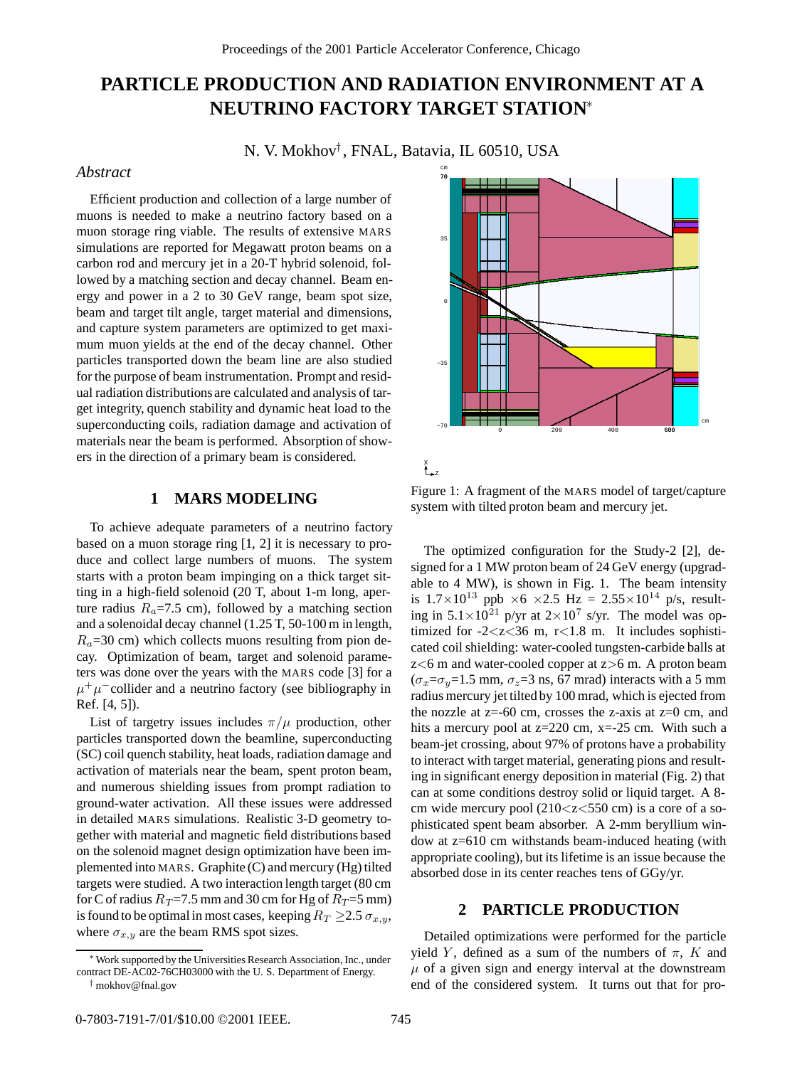# PARTICLE PRODUCTION AND RADIATION ENVIRONMENT AT A NEUTRINO FACTORY TARGET STATION*

N. V. Mokhov†, FNAL, Batavia, IL 60510, USA

## *Abstract*

Efficient production and collection of a large number of muons is needed to make a neutrino factory based on a muon storage ring viable. The results of extensive MARS simulations are reported for Megawatt proton beams on a carbon rod and mercury jet in a 20-T hybrid solenoid, followed by a matching section and decay channel. Beam energy and power in a 2 to 30 GeV range, beam spot size, beam and target tilt angle, target material and dimensions, and capture system parameters are optimized to get maximum muon yields at the end of the decay channel. Other particles transported down the beam line are also studied for the purpose of beam instrumentation. Prompt and residual radiation distributions are calculated and analysis of target integrity, quench stability and dynamic heat load to the superconducting coils, radiation damage and activation of materials near the beam is performed. Absorption of showers in the direction of a primary beam is considered.

## 1 MARS MODELING

To achieve adequate parameters of a neutrino factory based on a muon storage ring [1, 2] it is necessary to produce and collect large numbers of muons. The system starts with a proton beam impinging on a thick target sitting in a high-field solenoid (20 T, about 1-m long, aperture radius $R_a$=7.5 cm), followed by a matching section and a solenoidal decay channel (1.25 T, 50-100 m in length, $R_a$=30 cm) which collects muons resulting from pion decay. Optimization of beam, target and solenoid parameters was done over the years with the MARS code [3] for a $\mu^+\mu^-$collider and a neutrino factory (see bibliography in Ref. [4, 5]).

List of targetry issues includes $\pi/\mu$ production, other particles transported down the beamline, superconducting (SC) coil quench stability, heat loads, radiation damage and activation of materials near the beam, spent proton beam, and numerous shielding issues from prompt radiation to ground-water activation. All these issues were addressed in detailed MARS simulations. Realistic 3-D geometry together with material and magnetic field distributions based on the solenoid magnet design optimization have been implemented into MARS. Graphite (C) and mercury (Hg) tilted targets were studied. A two interaction length target (80 cm for C of radius $R_T$=7.5 mm and 30 cm for Hg of $R_T$=5 mm) is found to be optimal in most cases, keeping $R_T$ ≥2.5 $\sigma_{x,y}$, where $\sigma_{x,y}$ are the beam RMS spot sizes.

Figure 1: A fragment of the MARS model of target/capture system with tilted proton beam and mercury jet.

The optimized configuration for the Study-2 [2], designed for a 1 MW proton beam of 24 GeV energy (upgradable to 4 MW), is shown in Fig. 1. The beam intensity is $1.7\times10^{13}$ ppb $\times6$ $\times2.5$ Hz = $2.55\times10^{14}$ p/s, resulting in $5.1\times10^{21}$ p/yr at $2\times10^{7}$ s/yr. The model was optimized for -2<z<36 m, r<1.8 m. It includes sophisticated coil shielding: water-cooled tungsten-carbide balls at z<6 m and water-cooled copper at z>6 m. A proton beam ($\sigma_x$=$\sigma_y$=1.5 mm, $\sigma_z$=3 ns, 67 mrad) interacts with a 5 mm radius mercury jet tilted by 100 mrad, which is ejected from the nozzle at z=-60 cm, crosses the z-axis at z=0 cm, and hits a mercury pool at z=220 cm, x=-25 cm. With such a beam-jet crossing, about 97% of protons have a probability to interact with target material, generating pions and resulting in significant energy deposition in material (Fig. 2) that can at some conditions destroy solid or liquid target. A 8-cm wide mercury pool (210<z<550 cm) is a core of a sophisticated spent beam absorber. A 2-mm beryllium window at z=610 cm withstands beam-induced heating (with appropriate cooling), but its lifetime is an issue because the absorbed dose in its center reaches tens of GGy/yr.

## 2 PARTICLE PRODUCTION

Detailed optimizations were performed for the particle yield $Y$, defined as a sum of the numbers of $\pi$, $K$ and $\mu$ of a given sign and energy interval at the downstream end of the considered system. It turns out that for pro-

* Work supported by the Universities Research Association, Inc., under contract DE-AC02-76CH03000 with the U. S. Department of Energy.

† mokhov@fnal.gov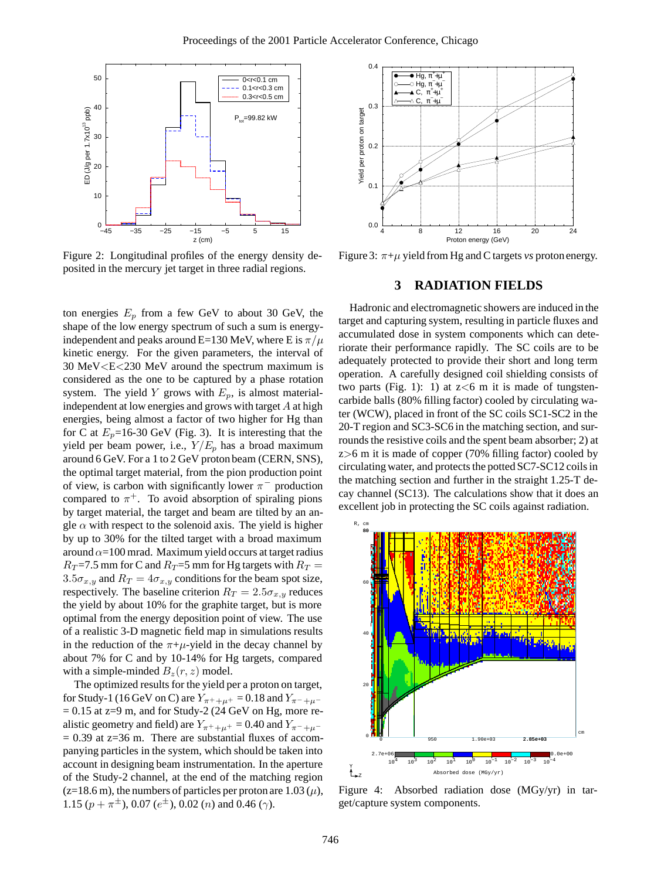Figure 2: Longitudinal profiles of the energy density deposited in the mercury jet target in three radial regions.

Figure 3: $\pi$+$\mu$ yield from Hg and C targets *vs* proton energy.

ton energies $E_p$ from a few GeV to about 30 GeV, the shape of the low energy spectrum of such a sum is energy-independent and peaks around E=130 MeV, where E is $\pi/\mu$ kinetic energy. For the given parameters, the interval of 30 MeV<E<230 MeV around the spectrum maximum is considered as the one to be captured by a phase rotation system. The yield $Y$ grows with $E_p$, is almost material-independent at low energies and grows with target $A$ at high energies, being almost a factor of two higher for Hg than for C at $E_p$=16-30 GeV (Fig. 3). It is interesting that the yield per beam power, i.e., $Y/E_p$ has a broad maximum around 6 GeV. For a 1 to 2 GeV proton beam (CERN, SNS), the optimal target material, from the pion production point of view, is carbon with significantly lower $\pi^-$ production compared to $\pi^+$. To avoid absorption of spiraling pions by target material, the target and beam are tilted by an angle $\alpha$ with respect to the solenoid axis. The yield is higher by up to 30% for the tilted target with a broad maximum around $\alpha$=100 mrad. Maximum yield occurs at target radius $R_T$=7.5 mm for C and $R_T$=5 mm for Hg targets with $R_T = 3.5\sigma_{x,y}$ and $R_T = 4\sigma_{x,y}$ conditions for the beam spot size, respectively. The baseline criterion $R_T = 2.5\sigma_{x,y}$ reduces the yield by about 10% for the graphite target, but is more optimal from the energy deposition point of view. The use of a realistic 3-D magnetic field map in simulations results in the reduction of the $\pi$+$\mu$-yield in the decay channel by about 7% for C and by 10-14% for Hg targets, compared with a simple-minded $B_z(r, z)$ model.

The optimized results for the yield per a proton on target, for Study-1 (16 GeV on C) are $Y_{\pi^+ + \mu^+}$ = 0.18 and $Y_{\pi^- + \mu^-}$ = 0.15 at z=9 m, and for Study-2 (24 GeV on Hg, more realistic geometry and field) are $Y_{\pi^+ + \mu^+}$ = 0.40 and $Y_{\pi^- + \mu^-}$ = 0.39 at z=36 m. There are substantial fluxes of accompanying particles in the system, which should be taken into account in designing beam instrumentation. In the aperture of the Study-2 channel, at the end of the matching region (z=18.6 m), the numbers of particles per proton are 1.03 ($\mu$), 1.15 ($p + \pi^{\pm}$), 0.07 ($e^{\pm}$), 0.02 ($n$) and 0.46 ($\gamma$).

## 3 RADIATION FIELDS

Hadronic and electromagnetic showers are induced in the target and capturing system, resulting in particle fluxes and accumulated dose in system components which can deteriorate their performance rapidly. The SC coils are to be adequately protected to provide their short and long term operation. A carefully designed coil shielding consists of two parts (Fig. 1): 1) at z<6 m it is made of tungsten-carbide balls (80% filling factor) cooled by circulating water (WCW), placed in front of the SC coils SC1-SC2 in the 20-T region and SC3-SC6 in the matching section, and surrounds the resistive coils and the spent beam absorber; 2) at z>6 m it is made of copper (70% filling factor) cooled by circulating water, and protects the potted SC7-SC12 coils in the matching section and further in the straight 1.25-T decay channel (SC13). The calculations show that it does an excellent job in protecting the SC coils against radiation.

Figure 4: Absorbed radiation dose (MGy/yr) in target/capture system components.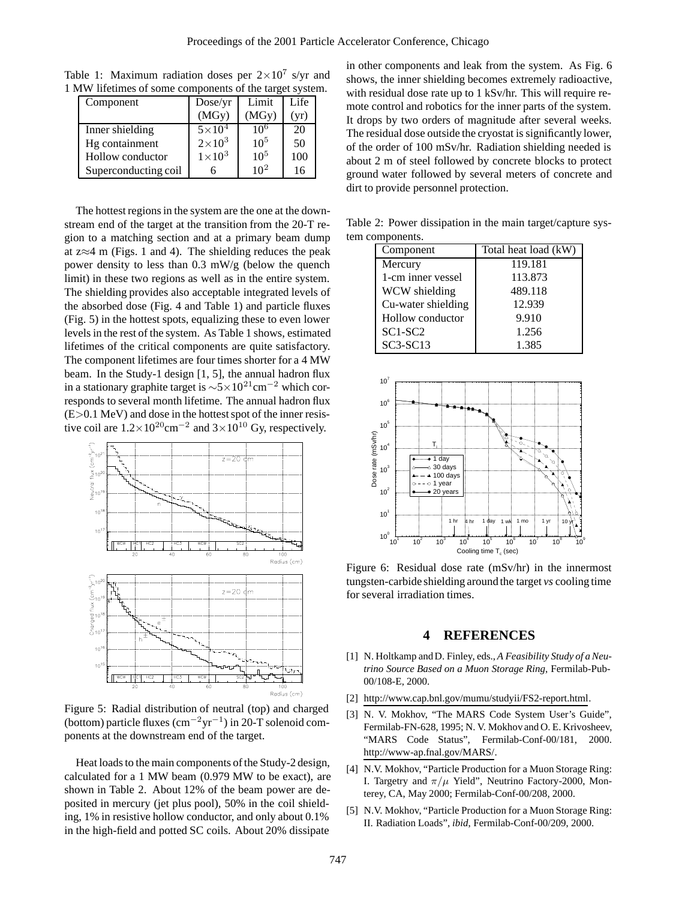Table 1: Maximum radiation doses per $2\times10^7$ s/yr and 1 MW lifetimes of some components of the target system.

| Component | Dose/yr (MGy) | Limit (MGy) | Life (yr) |
|---|---|---|---|
| Inner shielding | $5\times10^4$ | $10^6$ | 20 |
| Hg containment | $2\times10^3$ | $10^5$ | 50 |
| Hollow conductor | $1\times10^3$ | $10^5$ | 100 |
| Superconducting coil | 6 | $10^2$ | 16 |

The hottest regions in the system are the one at the downstream end of the target at the transition from the 20-T region to a matching section and at a primary beam dump at z≈4 m (Figs. 1 and 4). The shielding reduces the peak power density to less than 0.3 mW/g (below the quench limit) in these two regions as well as in the entire system. The shielding provides also acceptable integrated levels of the absorbed dose (Fig. 4 and Table 1) and particle fluxes (Fig. 5) in the hottest spots, equalizing these to even lower levels in the rest of the system. As Table 1 shows, estimated lifetimes of the critical components are quite satisfactory. The component lifetimes are four times shorter for a 4 MW beam. In the Study-1 design [1, 5], the annual hadron flux in a stationary graphite target is $\sim5\times10^{21}$cm$^{-2}$ which corresponds to several month lifetime. The annual hadron flux (E>0.1 MeV) and dose in the hottest spot of the inner resistive coil are $1.2\times10^{20}$cm$^{-2}$ and $3\times10^{10}$ Gy, respectively.

Figure 5: Radial distribution of neutral (top) and charged (bottom) particle fluxes (cm$^{-2}$yr$^{-1}$) in 20-T solenoid components at the downstream end of the target.

Heat loads to the main components of the Study-2 design, calculated for a 1 MW beam (0.979 MW to be exact), are shown in Table 2. About 12% of the beam power are deposited in mercury (jet plus pool), 50% in the coil shielding, 1% in resistive hollow conductor, and only about 0.1% in the high-field and potted SC coils. About 20% dissipate in other components and leak from the system. As Fig. 6 shows, the inner shielding becomes extremely radioactive, with residual dose rate up to 1 kSv/hr. This will require remote control and robotics for the inner parts of the system. It drops by two orders of magnitude after several weeks. The residual dose outside the cryostat is significantly lower, of the order of 100 mSv/hr. Radiation shielding needed is about 2 m of steel followed by concrete blocks to protect ground water followed by several meters of concrete and dirt to provide personnel protection.

Table 2: Power dissipation in the main target/capture system components.

| Component | Total heat load (kW) |
|---|---|
| Mercury | 119.181 |
| 1-cm inner vessel | 113.873 |
| WCW shielding | 489.118 |
| Cu-water shielding | 12.939 |
| Hollow conductor | 9.910 |
| SC1-SC2 | 1.256 |
| SC3-SC13 | 1.385 |

Figure 6: Residual dose rate (mSv/hr) in the innermost tungsten-carbide shielding around the target *vs* cooling time for several irradiation times.

## 4 REFERENCES

[1] N. Holtkamp and D. Finley, eds., *A Feasibility Study of a Neutrino Source Based on a Muon Storage Ring*, Fermilab-Pub-00/108-E, 2000.

[2] http://www.cap.bnl.gov/mumu/studyii/FS2-report.html.

[3] N. V. Mokhov, "The MARS Code System User's Guide", Fermilab-FN-628, 1995; N. V. Mokhov and O. E. Krivosheev, "MARS Code Status", Fermilab-Conf-00/181, 2000. http://www-ap.fnal.gov/MARS/.

[4] N.V. Mokhov, "Particle Production for a Muon Storage Ring: I. Targetry and $\pi/\mu$ Yield", Neutrino Factory-2000, Monterey, CA, May 2000; Fermilab-Conf-00/208, 2000.

[5] N.V. Mokhov, "Particle Production for a Muon Storage Ring: II. Radiation Loads", *ibid*, Fermilab-Conf-00/209, 2000.